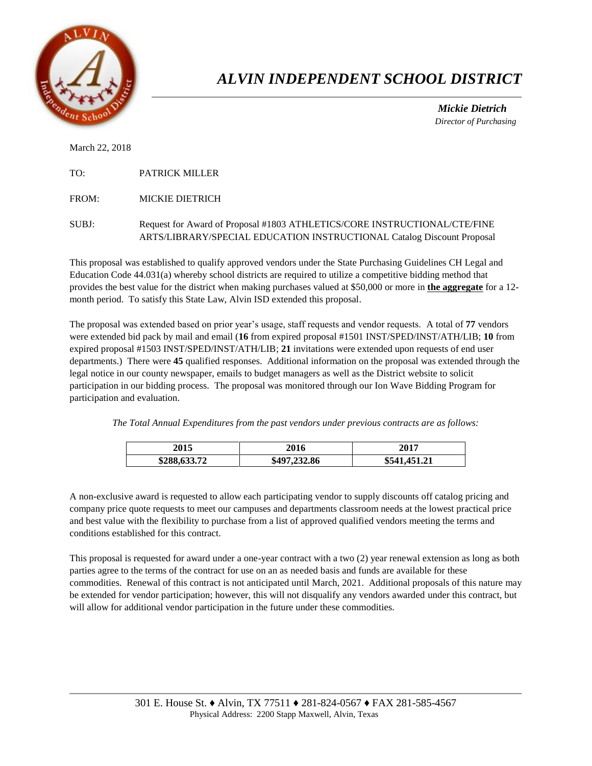# *ALVIN INDEPENDENT SCHOOL DISTRICT*

***Mickie Dietrich***
*Director of Purchasing*

March 22, 2018

TO: PATRICK MILLER

FROM: MICKIE DIETRICH

SUBJ: Request for Award of Proposal #1803 ATHLETICS/CORE INSTRUCTIONAL/CTE/FINE ARTS/LIBRARY/SPECIAL EDUCATION INSTRUCTIONAL Catalog Discount Proposal

This proposal was established to qualify approved vendors under the State Purchasing Guidelines CH Legal and Education Code 44.031(a) whereby school districts are required to utilize a competitive bidding method that provides the best value for the district when making purchases valued at $50,000 or more in **the aggregate** for a 12-month period. To satisfy this State Law, Alvin ISD extended this proposal.

The proposal was extended based on prior year's usage, staff requests and vendor requests. A total of **77** vendors were extended bid pack by mail and email (**16** from expired proposal #1501 INST/SPED/INST/ATH/LIB; **10** from expired proposal #1503 INST/SPED/INST/ATH/LIB; **21** invitations were extended upon requests of end user departments.) There were **45** qualified responses. Additional information on the proposal was extended through the legal notice in our county newspaper, emails to budget managers as well as the District website to solicit participation in our bidding process. The proposal was monitored through our Ion Wave Bidding Program for participation and evaluation.

*The Total Annual Expenditures from the past vendors under previous contracts are as follows:*

| 2015 | 2016 | 2017 |
|---|---|---|
| **$288,633.72** | **$497,232.86** | **$541,451.21** |

A non-exclusive award is requested to allow each participating vendor to supply discounts off catalog pricing and company price quote requests to meet our campuses and departments classroom needs at the lowest practical price and best value with the flexibility to purchase from a list of approved qualified vendors meeting the terms and conditions established for this contract.

This proposal is requested for award under a one-year contract with a two (2) year renewal extension as long as both parties agree to the terms of the contract for use on an as needed basis and funds are available for these commodities. Renewal of this contract is not anticipated until March, 2021. Additional proposals of this nature may be extended for vendor participation; however, this will not disqualify any vendors awarded under this contract, but will allow for additional vendor participation in the future under these commodities.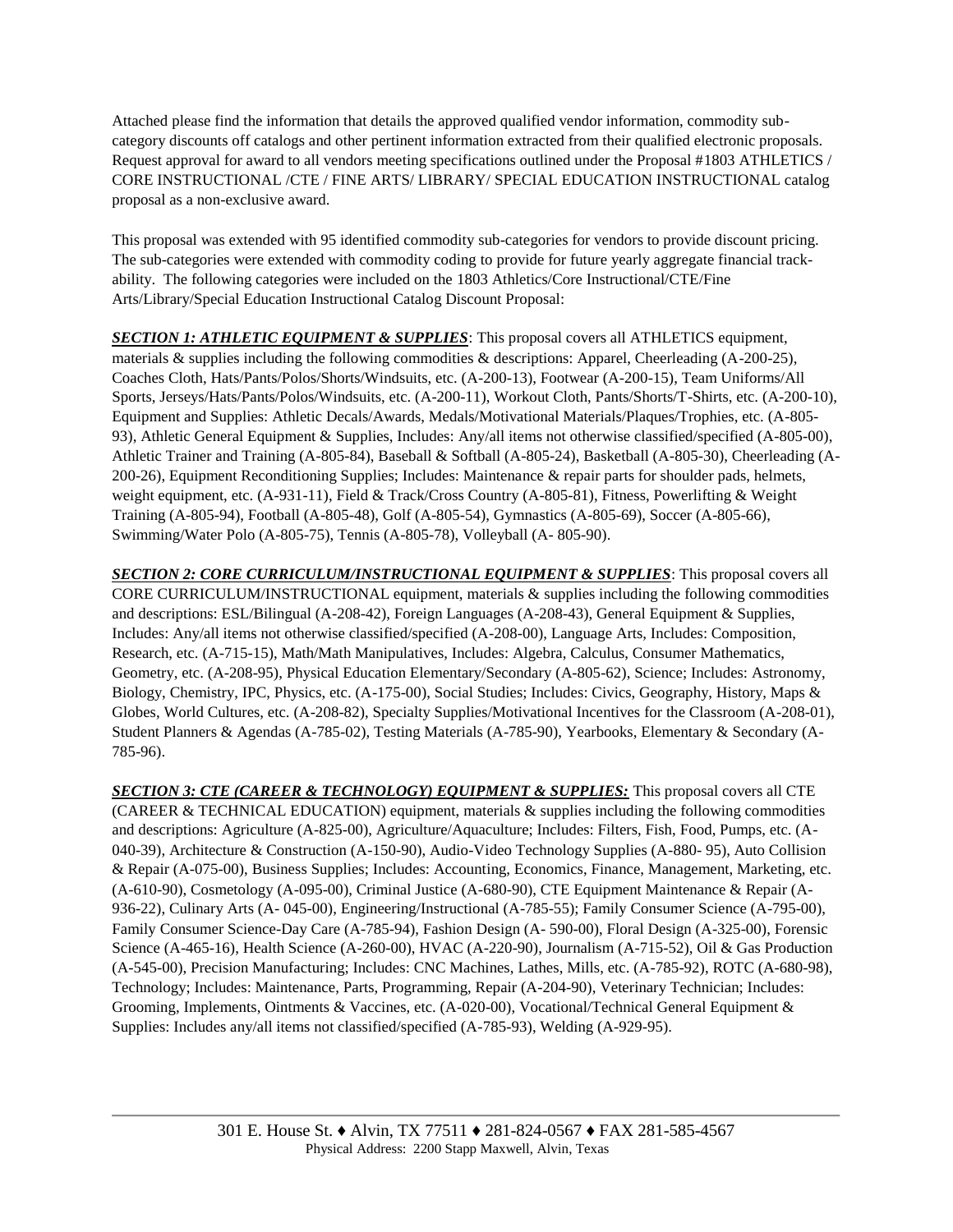Attached please find the information that details the approved qualified vendor information, commodity sub-category discounts off catalogs and other pertinent information extracted from their qualified electronic proposals. Request approval for award to all vendors meeting specifications outlined under the Proposal #1803 ATHLETICS / CORE INSTRUCTIONAL /CTE / FINE ARTS/ LIBRARY/ SPECIAL EDUCATION INSTRUCTIONAL catalog proposal as a non-exclusive award.

This proposal was extended with 95 identified commodity sub-categories for vendors to provide discount pricing. The sub-categories were extended with commodity coding to provide for future yearly aggregate financial track-ability. The following categories were included on the 1803 Athletics/Core Instructional/CTE/Fine Arts/Library/Special Education Instructional Catalog Discount Proposal:

***SECTION 1: ATHLETIC EQUIPMENT & SUPPLIES***: This proposal covers all ATHLETICS equipment, materials & supplies including the following commodities & descriptions: Apparel, Cheerleading (A-200-25), Coaches Cloth, Hats/Pants/Polos/Shorts/Windsuits, etc. (A-200-13), Footwear (A-200-15), Team Uniforms/All Sports, Jerseys/Hats/Pants/Polos/Windsuits, etc. (A-200-11), Workout Cloth, Pants/Shorts/T-Shirts, etc. (A-200-10), Equipment and Supplies: Athletic Decals/Awards, Medals/Motivational Materials/Plaques/Trophies, etc. (A-805-93), Athletic General Equipment & Supplies, Includes: Any/all items not otherwise classified/specified (A-805-00), Athletic Trainer and Training (A-805-84), Baseball & Softball (A-805-24), Basketball (A-805-30), Cheerleading (A-200-26), Equipment Reconditioning Supplies; Includes: Maintenance & repair parts for shoulder pads, helmets, weight equipment, etc. (A-931-11), Field & Track/Cross Country (A-805-81), Fitness, Powerlifting & Weight Training (A-805-94), Football (A-805-48), Golf (A-805-54), Gymnastics (A-805-69), Soccer (A-805-66), Swimming/Water Polo (A-805-75), Tennis (A-805-78), Volleyball (A- 805-90).

***SECTION 2: CORE CURRICULUM/INSTRUCTIONAL EQUIPMENT & SUPPLIES***: This proposal covers all CORE CURRICULUM/INSTRUCTIONAL equipment, materials & supplies including the following commodities and descriptions: ESL/Bilingual (A-208-42), Foreign Languages (A-208-43), General Equipment & Supplies, Includes: Any/all items not otherwise classified/specified (A-208-00), Language Arts, Includes: Composition, Research, etc. (A-715-15), Math/Math Manipulatives, Includes: Algebra, Calculus, Consumer Mathematics, Geometry, etc. (A-208-95), Physical Education Elementary/Secondary (A-805-62), Science; Includes: Astronomy, Biology, Chemistry, IPC, Physics, etc. (A-175-00), Social Studies; Includes: Civics, Geography, History, Maps & Globes, World Cultures, etc. (A-208-82), Specialty Supplies/Motivational Incentives for the Classroom (A-208-01), Student Planners & Agendas (A-785-02), Testing Materials (A-785-90), Yearbooks, Elementary & Secondary (A-785-96).

***SECTION 3: CTE (CAREER & TECHNOLOGY) EQUIPMENT & SUPPLIES:*** This proposal covers all CTE (CAREER & TECHNICAL EDUCATION) equipment, materials & supplies including the following commodities and descriptions: Agriculture (A-825-00), Agriculture/Aquaculture; Includes: Filters, Fish, Food, Pumps, etc. (A-040-39), Architecture & Construction (A-150-90), Audio-Video Technology Supplies (A-880- 95), Auto Collision & Repair (A-075-00), Business Supplies; Includes: Accounting, Economics, Finance, Management, Marketing, etc. (A-610-90), Cosmetology (A-095-00), Criminal Justice (A-680-90), CTE Equipment Maintenance & Repair (A-936-22), Culinary Arts (A- 045-00), Engineering/Instructional (A-785-55); Family Consumer Science (A-795-00), Family Consumer Science-Day Care (A-785-94), Fashion Design (A- 590-00), Floral Design (A-325-00), Forensic Science (A-465-16), Health Science (A-260-00), HVAC (A-220-90), Journalism (A-715-52), Oil & Gas Production (A-545-00), Precision Manufacturing; Includes: CNC Machines, Lathes, Mills, etc. (A-785-92), ROTC (A-680-98), Technology; Includes: Maintenance, Parts, Programming, Repair (A-204-90), Veterinary Technician; Includes: Grooming, Implements, Ointments & Vaccines, etc. (A-020-00), Vocational/Technical General Equipment & Supplies: Includes any/all items not classified/specified (A-785-93), Welding (A-929-95).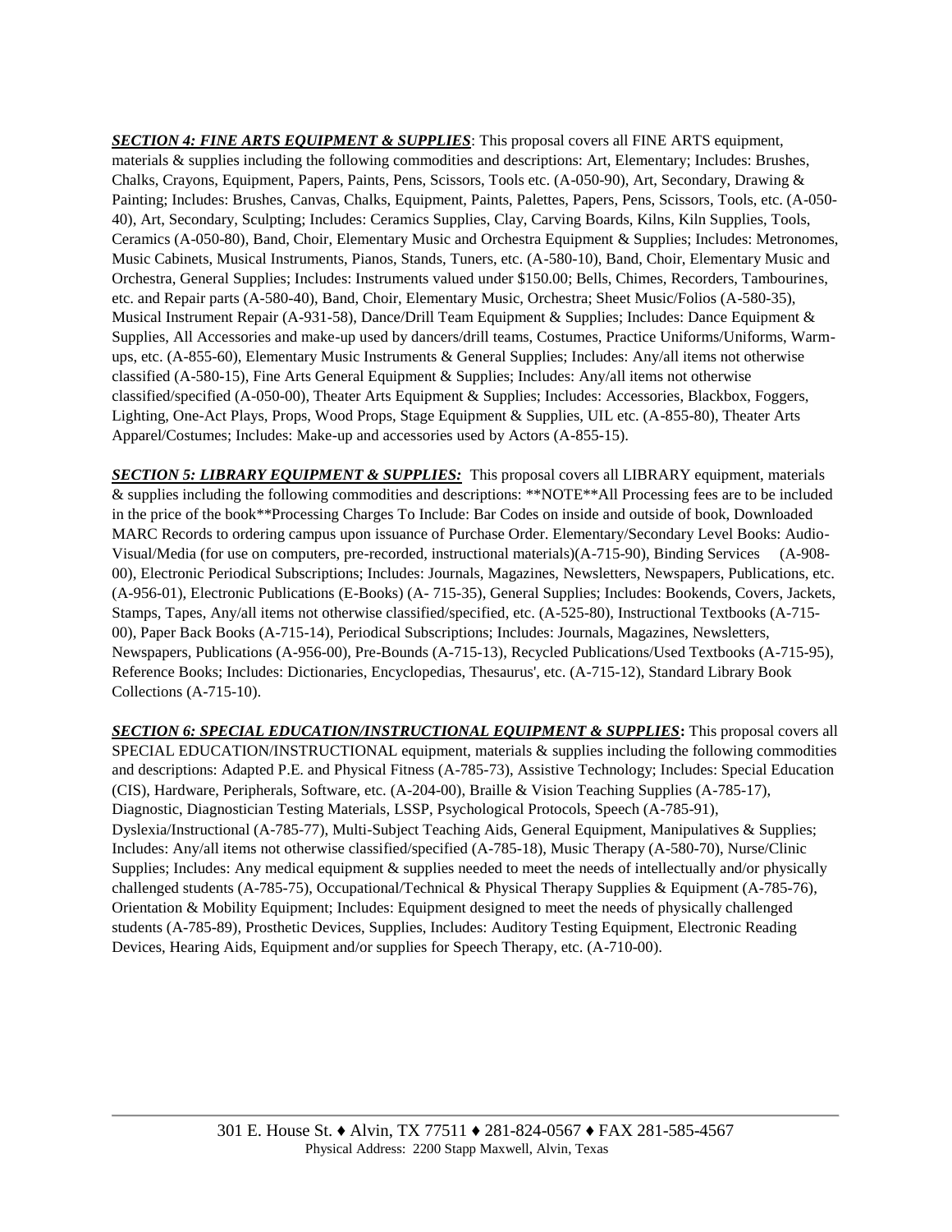***SECTION 4: FINE ARTS EQUIPMENT & SUPPLIES***: This proposal covers all FINE ARTS equipment, materials & supplies including the following commodities and descriptions: Art, Elementary; Includes: Brushes, Chalks, Crayons, Equipment, Papers, Paints, Pens, Scissors, Tools etc. (A-050-90), Art, Secondary, Drawing & Painting; Includes: Brushes, Canvas, Chalks, Equipment, Paints, Palettes, Papers, Pens, Scissors, Tools, etc. (A-050-40), Art, Secondary, Sculpting; Includes: Ceramics Supplies, Clay, Carving Boards, Kilns, Kiln Supplies, Tools, Ceramics (A-050-80), Band, Choir, Elementary Music and Orchestra Equipment & Supplies; Includes: Metronomes, Music Cabinets, Musical Instruments, Pianos, Stands, Tuners, etc. (A-580-10), Band, Choir, Elementary Music and Orchestra, General Supplies; Includes: Instruments valued under $150.00; Bells, Chimes, Recorders, Tambourines, etc. and Repair parts (A-580-40), Band, Choir, Elementary Music, Orchestra; Sheet Music/Folios (A-580-35), Musical Instrument Repair (A-931-58), Dance/Drill Team Equipment & Supplies; Includes: Dance Equipment & Supplies, All Accessories and make-up used by dancers/drill teams, Costumes, Practice Uniforms/Uniforms, Warm-ups, etc. (A-855-60), Elementary Music Instruments & General Supplies; Includes: Any/all items not otherwise classified (A-580-15), Fine Arts General Equipment & Supplies; Includes: Any/all items not otherwise classified/specified (A-050-00), Theater Arts Equipment & Supplies; Includes: Accessories, Blackbox, Foggers, Lighting, One-Act Plays, Props, Wood Props, Stage Equipment & Supplies, UIL etc. (A-855-80), Theater Arts Apparel/Costumes; Includes: Make-up and accessories used by Actors (A-855-15).

***SECTION 5: LIBRARY EQUIPMENT & SUPPLIES:*** This proposal covers all LIBRARY equipment, materials & supplies including the following commodities and descriptions: **NOTE**All Processing fees are to be included in the price of the book**Processing Charges To Include: Bar Codes on inside and outside of book, Downloaded MARC Records to ordering campus upon issuance of Purchase Order. Elementary/Secondary Level Books: Audio-Visual/Media (for use on computers, pre-recorded, instructional materials)(A-715-90), Binding Services (A-908-00), Electronic Periodical Subscriptions; Includes: Journals, Magazines, Newsletters, Newspapers, Publications, etc. (A-956-01), Electronic Publications (E-Books) (A- 715-35), General Supplies; Includes: Bookends, Covers, Jackets, Stamps, Tapes, Any/all items not otherwise classified/specified, etc. (A-525-80), Instructional Textbooks (A-715-00), Paper Back Books (A-715-14), Periodical Subscriptions; Includes: Journals, Magazines, Newsletters, Newspapers, Publications (A-956-00), Pre-Bounds (A-715-13), Recycled Publications/Used Textbooks (A-715-95), Reference Books; Includes: Dictionaries, Encyclopedias, Thesaurus', etc. (A-715-12), Standard Library Book Collections (A-715-10).

***SECTION 6: SPECIAL EDUCATION/INSTRUCTIONAL EQUIPMENT & SUPPLIES*****:** This proposal covers all SPECIAL EDUCATION/INSTRUCTIONAL equipment, materials & supplies including the following commodities and descriptions: Adapted P.E. and Physical Fitness (A-785-73), Assistive Technology; Includes: Special Education (CIS), Hardware, Peripherals, Software, etc. (A-204-00), Braille & Vision Teaching Supplies (A-785-17), Diagnostic, Diagnostician Testing Materials, LSSP, Psychological Protocols, Speech (A-785-91), Dyslexia/Instructional (A-785-77), Multi-Subject Teaching Aids, General Equipment, Manipulatives & Supplies; Includes: Any/all items not otherwise classified/specified (A-785-18), Music Therapy (A-580-70), Nurse/Clinic Supplies; Includes: Any medical equipment & supplies needed to meet the needs of intellectually and/or physically challenged students (A-785-75), Occupational/Technical & Physical Therapy Supplies & Equipment (A-785-76), Orientation & Mobility Equipment; Includes: Equipment designed to meet the needs of physically challenged students (A-785-89), Prosthetic Devices, Supplies, Includes: Auditory Testing Equipment, Electronic Reading Devices, Hearing Aids, Equipment and/or supplies for Speech Therapy, etc. (A-710-00).